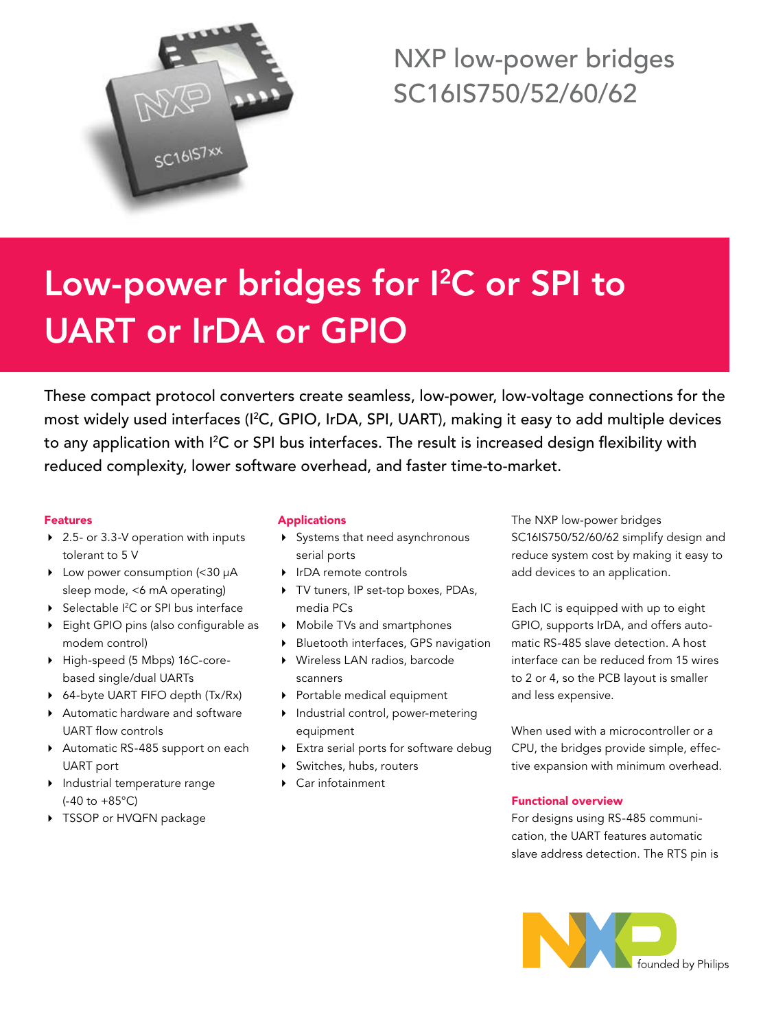# NXP low-power bridges SC16IS750/52/60/62

## Low-power bridges for I²C or SPI to UART or IrDA or GPIO

These compact protocol converters create seamless, low-power, low-voltage connections for the most widely used interfaces (I²C, GPIO, IrDA, SPI, UART), making it easy to add multiple devices to any application with I²C or SPI bus interfaces. The result is increased design flexibility with reduced complexity, lower software overhead, and faster time-to-market.

### Features

- 2.5- or 3.3-V operation with inputs tolerant to 5 V
- Low power consumption (<30 µA sleep mode, <6 mA operating)
- Selectable I²C or SPI bus interface
- Eight GPIO pins (also configurable as modem control)
- High-speed (5 Mbps) 16C-core-based single/dual UARTs
- 64-byte UART FIFO depth (Tx/Rx)
- Automatic hardware and software UART flow controls
- Automatic RS-485 support on each UART port
- Industrial temperature range (-40 to +85°C)
- TSSOP or HVQFN package

### Applications

- Systems that need asynchronous serial ports
- IrDA remote controls
- TV tuners, IP set-top boxes, PDAs, media PCs
- Mobile TVs and smartphones
- Bluetooth interfaces, GPS navigation
- Wireless LAN radios, barcode scanners
- Portable medical equipment
- Industrial control, power-metering equipment
- Extra serial ports for software debug
- Switches, hubs, routers
- Car infotainment

The NXP low-power bridges SC16IS750/52/60/62 simplify design and reduce system cost by making it easy to add devices to an application.

Each IC is equipped with up to eight GPIO, supports IrDA, and offers automatic RS-485 slave detection. A host interface can be reduced from 15 wires to 2 or 4, so the PCB layout is smaller and less expensive.

When used with a microcontroller or a CPU, the bridges provide simple, effective expansion with minimum overhead.

### Functional overview

For designs using RS-485 communication, the UART features automatic slave address detection. The RTS pin is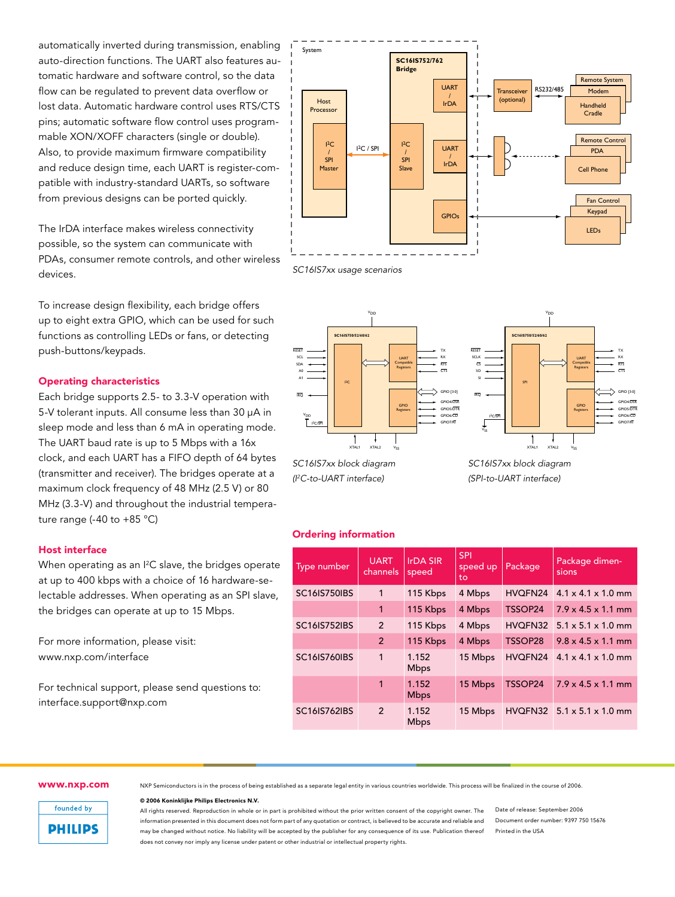automatically inverted during transmission, enabling auto-direction functions. The UART also features automatic hardware and software control, so the data flow can be regulated to prevent data overflow or lost data. Automatic hardware control uses RTS/CTS pins; automatic software flow control uses programmable XON/XOFF characters (single or double). Also, to provide maximum firmware compatibility and reduce design time, each UART is register-compatible with industry-standard UARTs, so software from previous designs can be ported quickly.

The IrDA interface makes wireless connectivity possible, so the system can communicate with PDAs, consumer remote controls, and other wireless devices.

To increase design flexibility, each bridge offers up to eight extra GPIO, which can be used for such functions as controlling LEDs or fans, or detecting push-buttons/keypads.

## Operating characteristics

Each bridge supports 2.5- to 3.3-V operation with 5-V tolerant inputs. All consume less than 30 µA in sleep mode and less than 6 mA in operating mode. The UART baud rate is up to 5 Mbps with a 16x clock, and each UART has a FIFO depth of 64 bytes (transmitter and receiver). The bridges operate at a maximum clock frequency of 48 MHz (2.5 V) or 80 MHz (3.3-V) and throughout the industrial temperature range (-40 to +85 °C)

## Host interface

When operating as an I²C slave, the bridges operate at up to 400 kbps with a choice of 16 hardware-selectable addresses. When operating as an SPI slave, the bridges can operate at up to 15 Mbps.

For more information, please visit:
www.nxp.com/interface

For technical support, please send questions to:
interface.support@nxp.com

System
SC16IS752/762 Bridge
Host Processor
I²C / SPI Master
I²C / SPI
I²C / SPI Slave
UART / IrDA
UART / IrDA
GPIOs
Transceiver (optional)
RS232/485
Remote System
Modem
Handheld Cradle
Remote Control
PDA
Cell Phone
Fan Control
Keypad
LEDs

*SC16IS7xx usage scenarios*

*SC16IS7xx block diagram (I²C-to-UART interface)*

*SC16IS7xx block diagram (SPI-to-UART interface)*

## Ordering information

| Type number | UART channels | IrDA SIR speed | SPI speed up to | Package | Package dimensions |
|---|---|---|---|---|---|
| SC16IS750IBS | 1 | 115 Kbps | 4 Mbps | HVQFN24 | 4.1 x 4.1 x 1.0 mm |
| | 1 | 115 Kbps | 4 Mbps | TSSOP24 | 7.9 x 4.5 x 1.1 mm |
| SC16IS752IBS | 2 | 115 Kbps | 4 Mbps | HVQFN32 | 5.1 x 5.1 x 1.0 mm |
| | 2 | 115 Kbps | 4 Mbps | TSSOP28 | 9.8 x 4.5 x 1.1 mm |
| SC16IS760IBS | 1 | 1.152 Mbps | 15 Mbps | HVQFN24 | 4.1 x 4.1 x 1.0 mm |
| | 1 | 1.152 Mbps | 15 Mbps | TSSOP24 | 7.9 x 4.5 x 1.1 mm |
| SC16IS762IBS | 2 | 1.152 Mbps | 15 Mbps | HVQFN32 | 5.1 x 5.1 x 1.0 mm |

www.nxp.com

founded by PHILIPS

NXP Semiconductors is in the process of being established as a separate legal entity in various countries worldwide. This process will be finalized in the course of 2006.

**© 2006 Koninklijke Philips Electronics N.V.**

All rights reserved. Reproduction in whole or in part is prohibited without the prior written consent of the copyright owner. The information presented in this document does not form part of any quotation or contract, is believed to be accurate and reliable and may be changed without notice. No liability will be accepted by the publisher for any consequence of its use. Publication thereof does not convey nor imply any license under patent or other industrial or intellectual property rights.

Date of release: September 2006
Document order number: 9397 750 15676
Printed in the USA